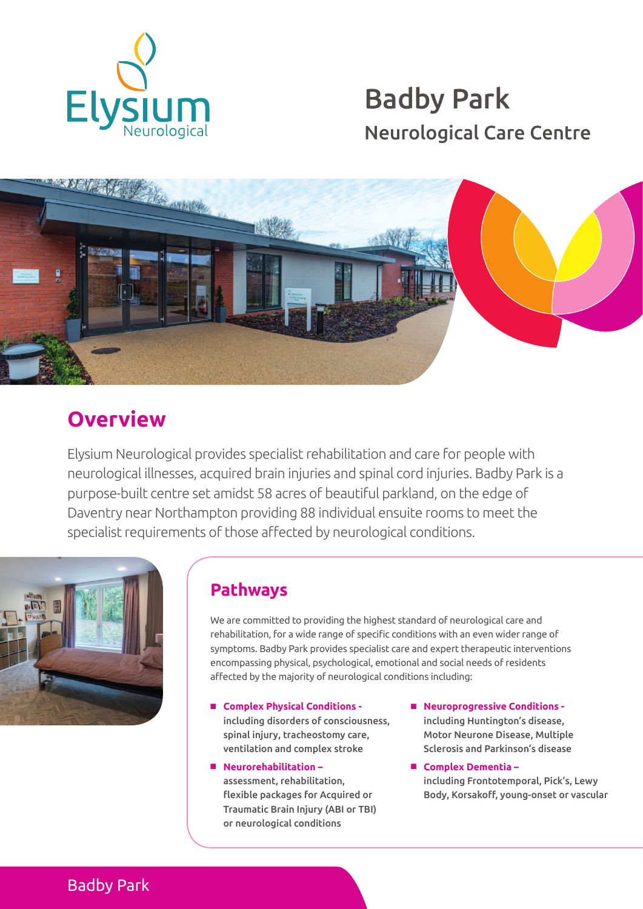Elysium Neurological

# Badby Park

## Neurological Care Centre

## Overview

Elysium Neurological provides specialist rehabilitation and care for people with neurological illnesses, acquired brain injuries and spinal cord injuries. Badby Park is a purpose-built centre set amidst 58 acres of beautiful parkland, on the edge of Daventry near Northampton providing 88 individual ensuite rooms to meet the specialist requirements of those affected by neurological conditions.

## Pathways

We are committed to providing the highest standard of neurological care and rehabilitation, for a wide range of specific conditions with an even wider range of symptoms. Badby Park provides specialist care and expert therapeutic interventions encompassing physical, psychological, emotional and social needs of residents affected by the majority of neurological conditions including:

- **Complex Physical Conditions -** including disorders of consciousness, spinal injury, tracheostomy care, ventilation and complex stroke
- **Neurorehabilitation –** assessment, rehabilitation, flexible packages for Acquired or Traumatic Brain Injury (ABI or TBI) or neurological conditions
- **Neuroprogressive Conditions -** including Huntington's disease, Motor Neurone Disease, Multiple Sclerosis and Parkinson's disease
- **Complex Dementia –** including Frontotemporal, Pick's, Lewy Body, Korsakoff, young-onset or vascular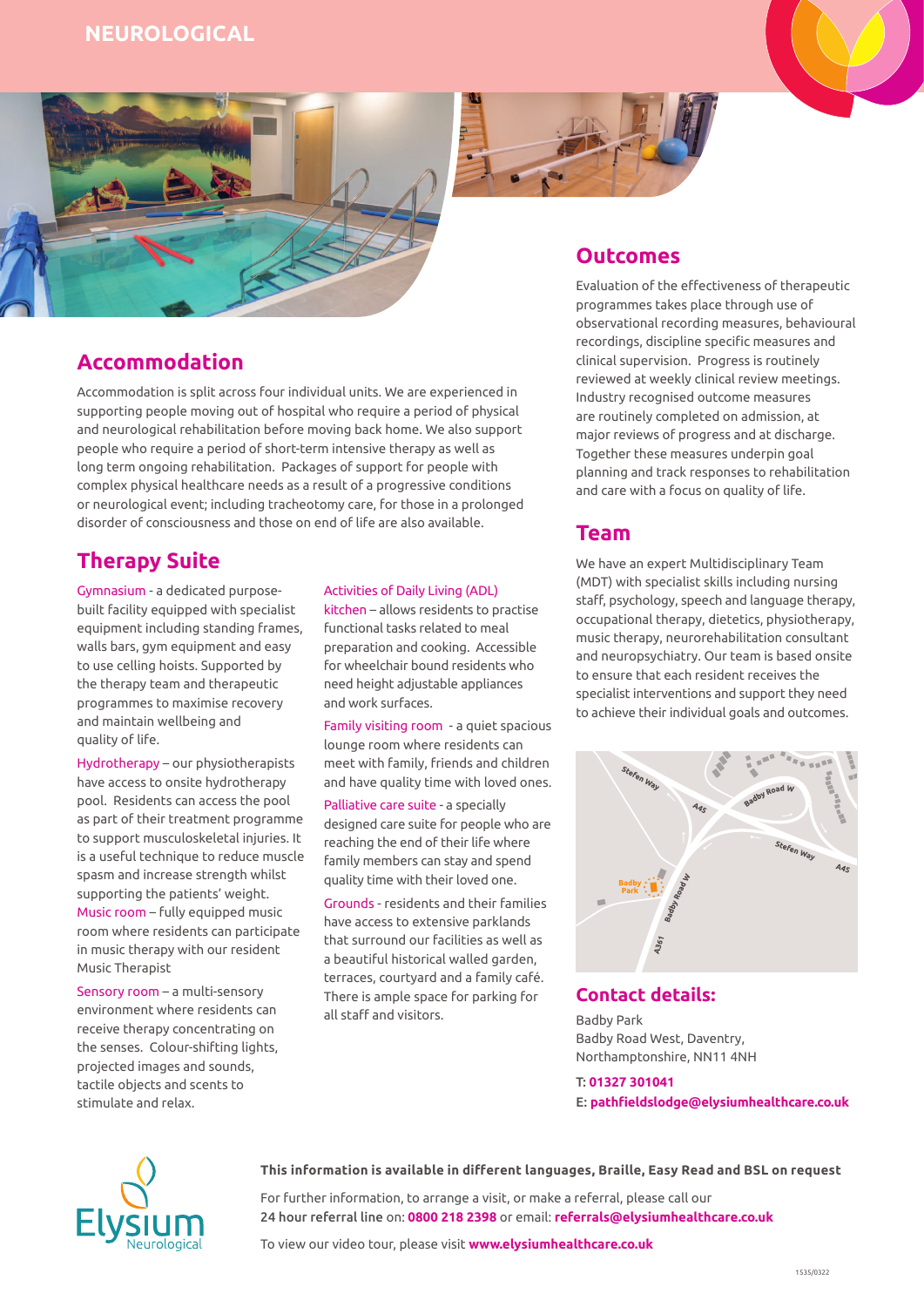NEUROLOGICAL

## Accommodation

Accommodation is split across four individual units. We are experienced in supporting people moving out of hospital who require a period of physical and neurological rehabilitation before moving back home. We also support people who require a period of short-term intensive therapy as well as long term ongoing rehabilitation. Packages of support for people with complex physical healthcare needs as a result of a progressive conditions or neurological event; including tracheotomy care, for those in a prolonged disorder of consciousness and those on end of life are also available.

## Therapy Suite

Gymnasium - a dedicated purpose-built facility equipped with specialist equipment including standing frames, walls bars, gym equipment and easy to use celling hoists. Supported by the therapy team and therapeutic programmes to maximise recovery and maintain wellbeing and quality of life.

Hydrotherapy – our physiotherapists have access to onsite hydrotherapy pool. Residents can access the pool as part of their treatment programme to support musculoskeletal injuries. It is a useful technique to reduce muscle spasm and increase strength whilst supporting the patients' weight.

Music room – fully equipped music room where residents can participate in music therapy with our resident Music Therapist

Sensory room – a multi-sensory environment where residents can receive therapy concentrating on the senses. Colour-shifting lights, projected images and sounds, tactile objects and scents to stimulate and relax.

Activities of Daily Living (ADL) kitchen – allows residents to practise functional tasks related to meal preparation and cooking. Accessible for wheelchair bound residents who need height adjustable appliances and work surfaces.

Family visiting room - a quiet spacious lounge room where residents can meet with family, friends and children and have quality time with loved ones.

Palliative care suite - a specially designed care suite for people who are reaching the end of their life where family members can stay and spend quality time with their loved one.

Grounds - residents and their families have access to extensive parklands that surround our facilities as well as a beautiful historical walled garden, terraces, courtyard and a family café. There is ample space for parking for all staff and visitors.

## Outcomes

Evaluation of the effectiveness of therapeutic programmes takes place through use of observational recording measures, behavioural recordings, discipline specific measures and clinical supervision. Progress is routinely reviewed at weekly clinical review meetings. Industry recognised outcome measures are routinely completed on admission, at major reviews of progress and at discharge. Together these measures underpin goal planning and track responses to rehabilitation and care with a focus on quality of life.

## Team

We have an expert Multidisciplinary Team (MDT) with specialist skills including nursing staff, psychology, speech and language therapy, occupational therapy, dietetics, physiotherapy, music therapy, neurorehabilitation consultant and neuropsychiatry. Our team is based onsite to ensure that each resident receives the specialist interventions and support they need to achieve their individual goals and outcomes.

Stefen Way
A45
Badby Road W
Stefen Way
A45
Badby Park
Badby Road W
A361

## Contact details:

Badby Park
Badby Road West, Daventry,
Northamptonshire, NN11 4NH

T: **01327 301041**
E: **pathfieldslodge@elysiumhealthcare.co.uk**

Elysium Neurological

**This information is available in different languages, Braille, Easy Read and BSL on request**

For further information, to arrange a visit, or make a referral, please call our **24 hour referral line** on: **0800 218 2398** or email: **referrals@elysiumhealthcare.co.uk**

To view our video tour, please visit **www.elysiumhealthcare.co.uk**

1535/0322